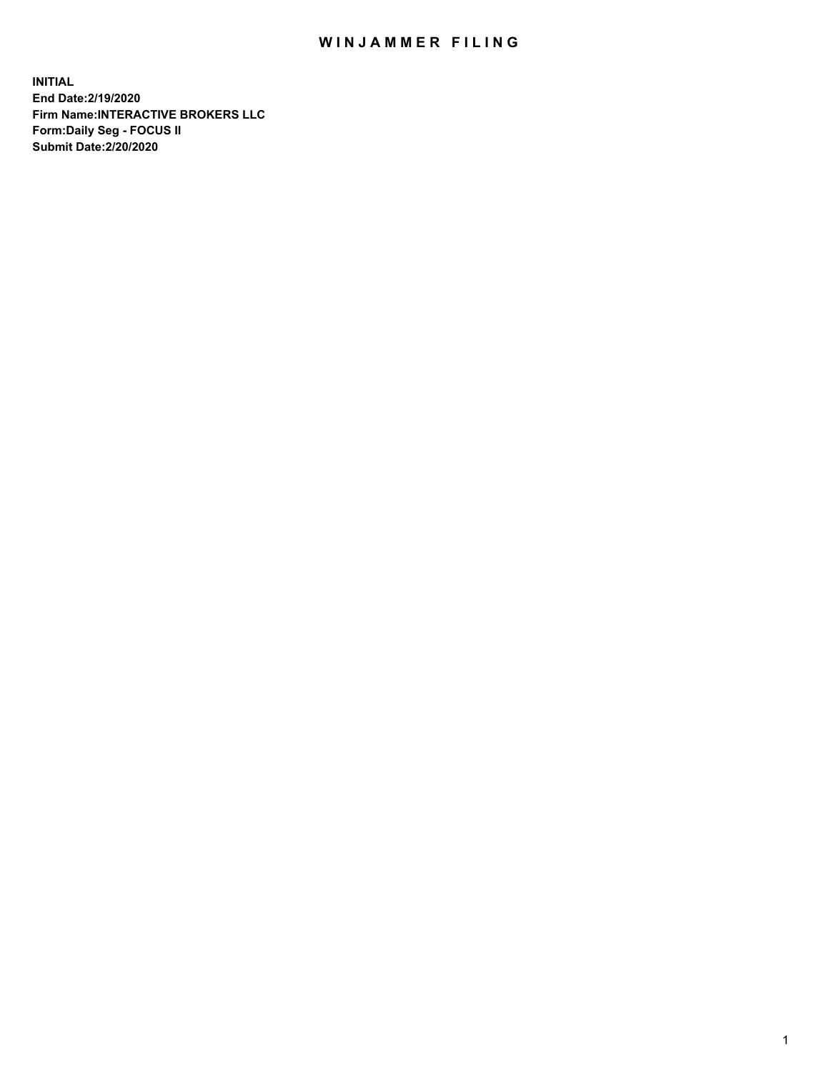# WINJAMMER FILING

**INITIAL**
**End Date:2/19/2020**
**Firm Name:INTERACTIVE BROKERS LLC**
**Form:Daily Seg - FOCUS II**
**Submit Date:2/20/2020**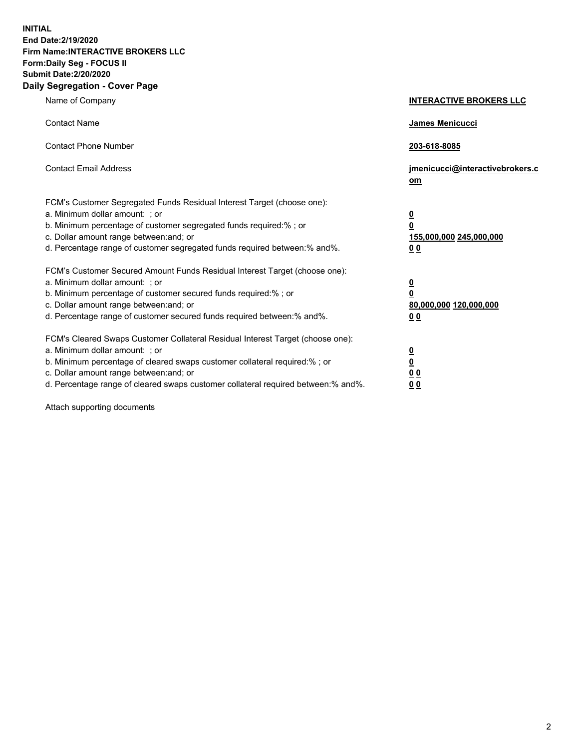**INITIAL**
**End Date:2/19/2020**
**Firm Name:INTERACTIVE BROKERS LLC**
**Form:Daily Seg - FOCUS II**
**Submit Date:2/20/2020**

## Daily Segregation - Cover Page

| | |
|---|---|
| Name of Company | **INTERACTIVE BROKERS LLC** |
| Contact Name | **James Menicucci** |
| Contact Phone Number | **203-618-8085** |
| Contact Email Address | **jmenicucci@interactivebrokers.com** |

FCM's Customer Segregated Funds Residual Interest Target (choose one):

| | |
|---|---|
| a. Minimum dollar amount: ; or | **0** |
| b. Minimum percentage of customer segregated funds required:% ; or | **0** |
| c. Dollar amount range between:and; or | **155,000,000 245,000,000** |
| d. Percentage range of customer segregated funds required between:% and%. | **0 0** |

FCM's Customer Secured Amount Funds Residual Interest Target (choose one):

| | |
|---|---|
| a. Minimum dollar amount: ; or | **0** |
| b. Minimum percentage of customer secured funds required:% ; or | **0** |
| c. Dollar amount range between:and; or | **80,000,000 120,000,000** |
| d. Percentage range of customer secured funds required between:% and%. | **0 0** |

FCM's Cleared Swaps Customer Collateral Residual Interest Target (choose one):

| | |
|---|---|
| a. Minimum dollar amount: ; or | **0** |
| b. Minimum percentage of cleared swaps customer collateral required:% ; or | **0** |
| c. Dollar amount range between:and; or | **0 0** |
| d. Percentage range of cleared swaps customer collateral required between:% and%. | **0 0** |

Attach supporting documents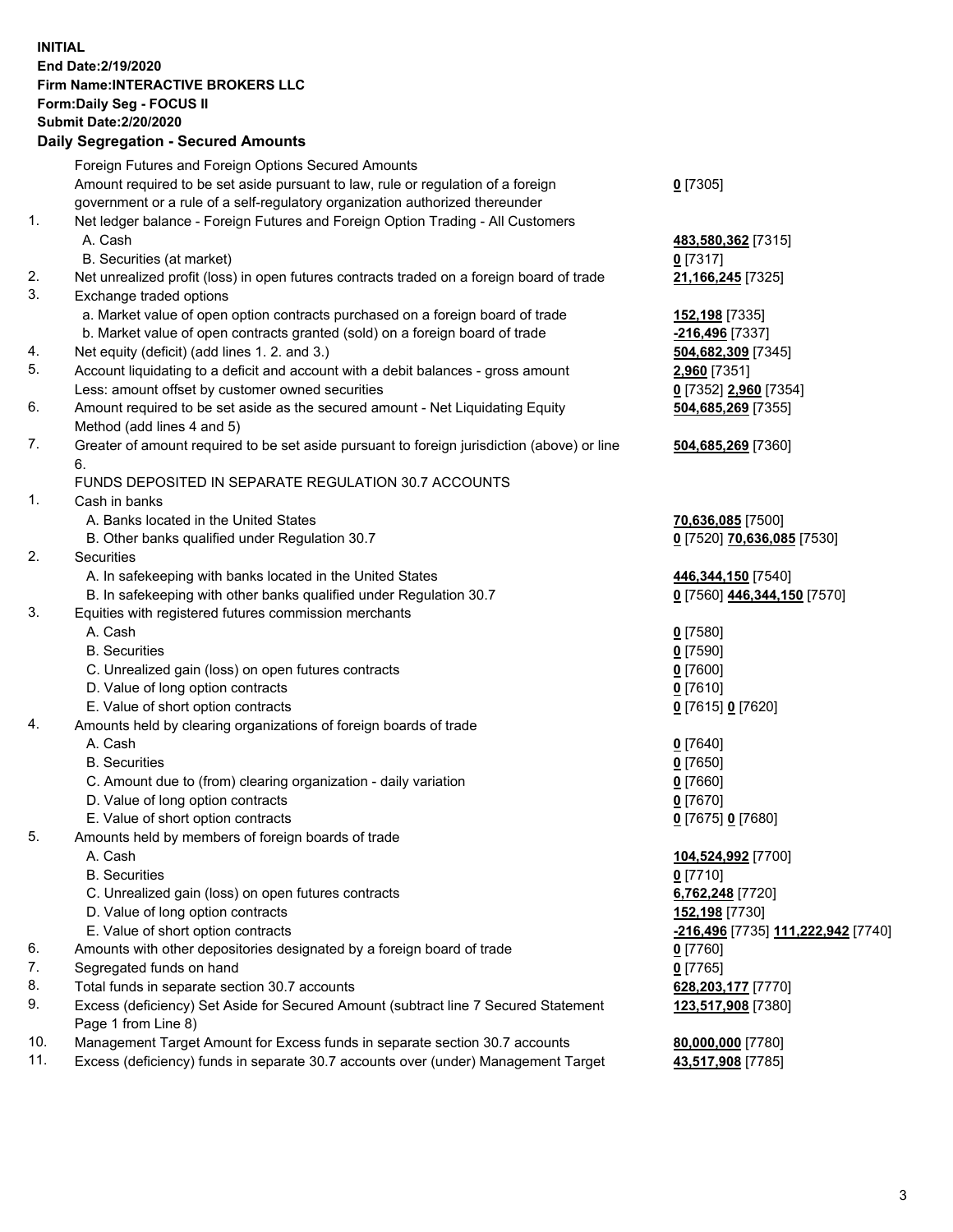**INITIAL**
**End Date:2/19/2020**
**Firm Name:INTERACTIVE BROKERS LLC**
**Form:Daily Seg - FOCUS II**
**Submit Date:2/20/2020**

## Daily Segregation - Secured Amounts

| | | |
|---|---|---|
| | Foreign Futures and Foreign Options Secured Amounts | |
| | Amount required to be set aside pursuant to law, rule or regulation of a foreign government or a rule of a self-regulatory organization authorized thereunder | **0** [7305] |
| 1. | Net ledger balance - Foreign Futures and Foreign Option Trading - All Customers | |
| | A. Cash | **483,580,362** [7315] |
| | B. Securities (at market) | **0** [7317] |
| 2. | Net unrealized profit (loss) in open futures contracts traded on a foreign board of trade | **21,166,245** [7325] |
| 3. | Exchange traded options | |
| | a. Market value of open option contracts purchased on a foreign board of trade | **152,198** [7335] |
| | b. Market value of open contracts granted (sold) on a foreign board of trade | **-216,496** [7337] |
| 4. | Net equity (deficit) (add lines 1. 2. and 3.) | **504,682,309** [7345] |
| 5. | Account liquidating to a deficit and account with a debit balances - gross amount | **2,960** [7351] |
| | Less: amount offset by customer owned securities | **0** [7352] **2,960** [7354] |
| 6. | Amount required to be set aside as the secured amount - Net Liquidating Equity Method (add lines 4 and 5) | **504,685,269** [7355] |
| 7. | Greater of amount required to be set aside pursuant to foreign jurisdiction (above) or line 6. | **504,685,269** [7360] |
| | FUNDS DEPOSITED IN SEPARATE REGULATION 30.7 ACCOUNTS | |
| 1. | Cash in banks | |
| | A. Banks located in the United States | **70,636,085** [7500] |
| | B. Other banks qualified under Regulation 30.7 | **0** [7520] **70,636,085** [7530] |
| 2. | Securities | |
| | A. In safekeeping with banks located in the United States | **446,344,150** [7540] |
| | B. In safekeeping with other banks qualified under Regulation 30.7 | **0** [7560] **446,344,150** [7570] |
| 3. | Equities with registered futures commission merchants | |
| | A. Cash | **0** [7580] |
| | B. Securities | **0** [7590] |
| | C. Unrealized gain (loss) on open futures contracts | **0** [7600] |
| | D. Value of long option contracts | **0** [7610] |
| | E. Value of short option contracts | **0** [7615] **0** [7620] |
| 4. | Amounts held by clearing organizations of foreign boards of trade | |
| | A. Cash | **0** [7640] |
| | B. Securities | **0** [7650] |
| | C. Amount due to (from) clearing organization - daily variation | **0** [7660] |
| | D. Value of long option contracts | **0** [7670] |
| | E. Value of short option contracts | **0** [7675] **0** [7680] |
| 5. | Amounts held by members of foreign boards of trade | |
| | A. Cash | **104,524,992** [7700] |
| | B. Securities | **0** [7710] |
| | C. Unrealized gain (loss) on open futures contracts | **6,762,248** [7720] |
| | D. Value of long option contracts | **152,198** [7730] |
| | E. Value of short option contracts | **-216,496** [7735] **111,222,942** [7740] |
| 6. | Amounts with other depositories designated by a foreign board of trade | **0** [7760] |
| 7. | Segregated funds on hand | **0** [7765] |
| 8. | Total funds in separate section 30.7 accounts | **628,203,177** [7770] |
| 9. | Excess (deficiency) Set Aside for Secured Amount (subtract line 7 Secured Statement Page 1 from Line 8) | **123,517,908** [7380] |
| 10. | Management Target Amount for Excess funds in separate section 30.7 accounts | **80,000,000** [7780] |
| 11. | Excess (deficiency) funds in separate 30.7 accounts over (under) Management Target | **43,517,908** [7785] |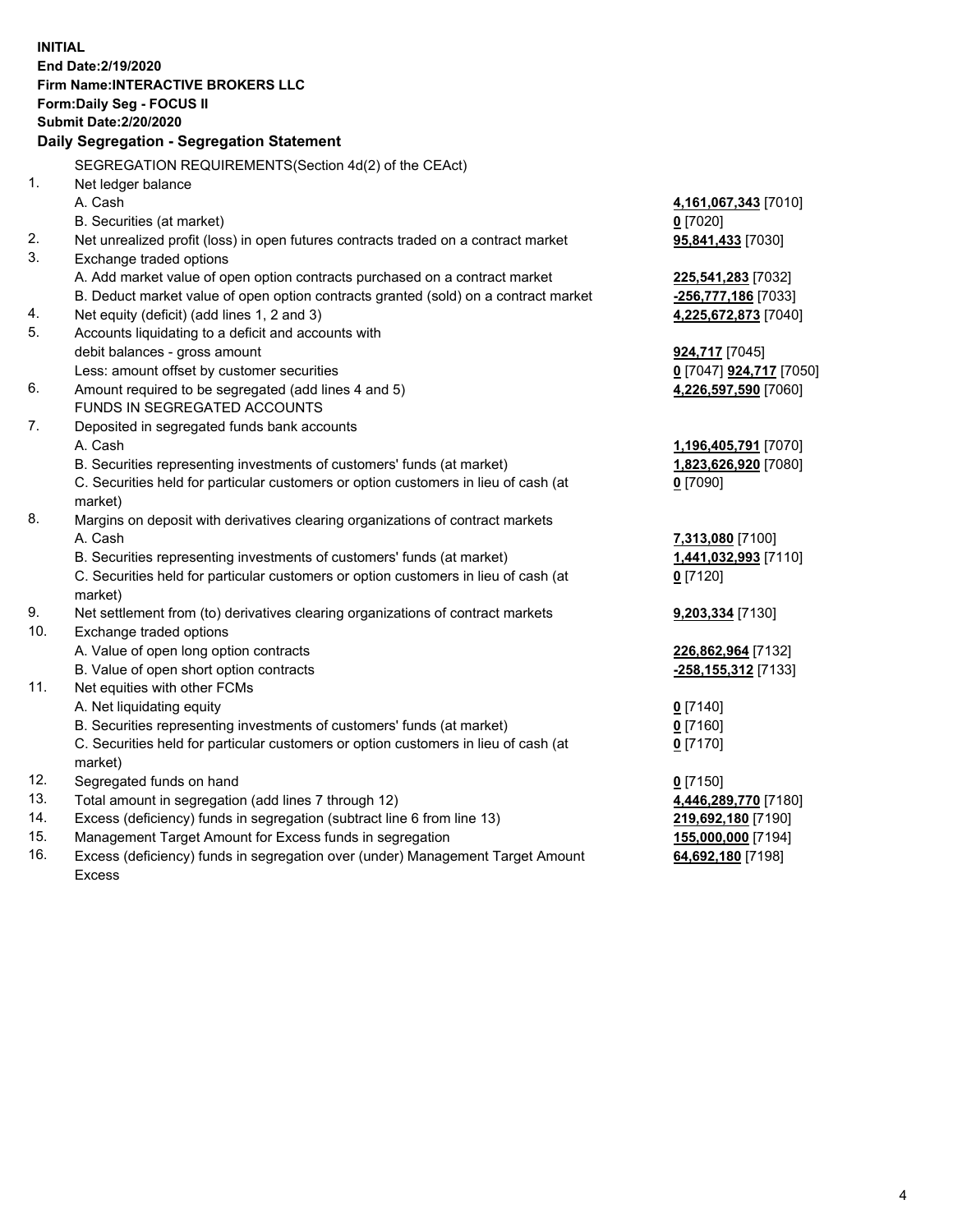**INITIAL**
**End Date:2/19/2020**
**Firm Name:INTERACTIVE BROKERS LLC**
**Form:Daily Seg - FOCUS II**
**Submit Date:2/20/2020**

## Daily Segregation - Segregation Statement

| | | |
|---|---|---|
| | SEGREGATION REQUIREMENTS(Section 4d(2) of the CEAct) | |
| 1. | Net ledger balance | |
| | A. Cash | **4,161,067,343** [7010] |
| | B. Securities (at market) | **0** [7020] |
| 2. | Net unrealized profit (loss) in open futures contracts traded on a contract market | **95,841,433** [7030] |
| 3. | Exchange traded options | |
| | A. Add market value of open option contracts purchased on a contract market | **225,541,283** [7032] |
| | B. Deduct market value of open option contracts granted (sold) on a contract market | **-256,777,186** [7033] |
| 4. | Net equity (deficit) (add lines 1, 2 and 3) | **4,225,672,873** [7040] |
| 5. | Accounts liquidating to a deficit and accounts with debit balances - gross amount | **924,717** [7045] |
| | Less: amount offset by customer securities | **0** [7047] **924,717** [7050] |
| 6. | Amount required to be segregated (add lines 4 and 5) | **4,226,597,590** [7060] |
| | FUNDS IN SEGREGATED ACCOUNTS | |
| 7. | Deposited in segregated funds bank accounts | |
| | A. Cash | **1,196,405,791** [7070] |
| | B. Securities representing investments of customers' funds (at market) | **1,823,626,920** [7080] |
| | C. Securities held for particular customers or option customers in lieu of cash (at market) | **0** [7090] |
| 8. | Margins on deposit with derivatives clearing organizations of contract markets | |
| | A. Cash | **7,313,080** [7100] |
| | B. Securities representing investments of customers' funds (at market) | **1,441,032,993** [7110] |
| | C. Securities held for particular customers or option customers in lieu of cash (at market) | **0** [7120] |
| 9. | Net settlement from (to) derivatives clearing organizations of contract markets | **9,203,334** [7130] |
| 10. | Exchange traded options | |
| | A. Value of open long option contracts | **226,862,964** [7132] |
| | B. Value of open short option contracts | **-258,155,312** [7133] |
| 11. | Net equities with other FCMs | |
| | A. Net liquidating equity | **0** [7140] |
| | B. Securities representing investments of customers' funds (at market) | **0** [7160] |
| | C. Securities held for particular customers or option customers in lieu of cash (at market) | **0** [7170] |
| 12. | Segregated funds on hand | **0** [7150] |
| 13. | Total amount in segregation (add lines 7 through 12) | **4,446,289,770** [7180] |
| 14. | Excess (deficiency) funds in segregation (subtract line 6 from line 13) | **219,692,180** [7190] |
| 15. | Management Target Amount for Excess funds in segregation | **155,000,000** [7194] |
| 16. | Excess (deficiency) funds in segregation over (under) Management Target Amount Excess | **64,692,180** [7198] |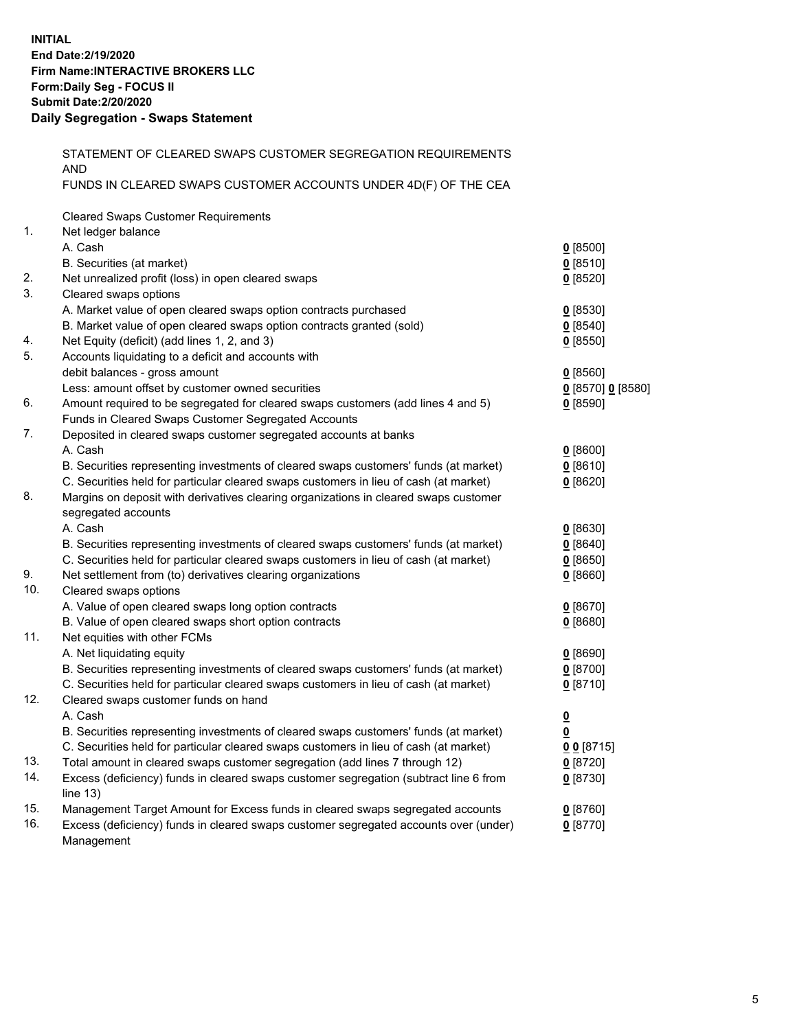**INITIAL**
**End Date:2/19/2020**
**Firm Name:INTERACTIVE BROKERS LLC**
**Form:Daily Seg - FOCUS II**
**Submit Date:2/20/2020**
**Daily Segregation - Swaps Statement**

STATEMENT OF CLEARED SWAPS CUSTOMER SEGREGATION REQUIREMENTS AND FUNDS IN CLEARED SWAPS CUSTOMER ACCOUNTS UNDER 4D(F) OF THE CEA

| | | |
|---|---|---|
| | Cleared Swaps Customer Requirements | |
| 1. | Net ledger balance | |
| | A. Cash | 0 [8500] |
| | B. Securities (at market) | 0 [8510] |
| 2. | Net unrealized profit (loss) in open cleared swaps | 0 [8520] |
| 3. | Cleared swaps options | |
| | A. Market value of open cleared swaps option contracts purchased | 0 [8530] |
| | B. Market value of open cleared swaps option contracts granted (sold) | 0 [8540] |
| 4. | Net Equity (deficit) (add lines 1, 2, and 3) | 0 [8550] |
| 5. | Accounts liquidating to a deficit and accounts with debit balances - gross amount | 0 [8560] |
| | Less: amount offset by customer owned securities | 0 [8570] 0 [8580] |
| 6. | Amount required to be segregated for cleared swaps customers (add lines 4 and 5) | 0 [8590] |
| | Funds in Cleared Swaps Customer Segregated Accounts | |
| 7. | Deposited in cleared swaps customer segregated accounts at banks | |
| | A. Cash | 0 [8600] |
| | B. Securities representing investments of cleared swaps customers' funds (at market) | 0 [8610] |
| | C. Securities held for particular cleared swaps customers in lieu of cash (at market) | 0 [8620] |
| 8. | Margins on deposit with derivatives clearing organizations in cleared swaps customer segregated accounts | |
| | A. Cash | 0 [8630] |
| | B. Securities representing investments of cleared swaps customers' funds (at market) | 0 [8640] |
| | C. Securities held for particular cleared swaps customers in lieu of cash (at market) | 0 [8650] |
| 9. | Net settlement from (to) derivatives clearing organizations | 0 [8660] |
| 10. | Cleared swaps options | |
| | A. Value of open cleared swaps long option contracts | 0 [8670] |
| | B. Value of open cleared swaps short option contracts | 0 [8680] |
| 11. | Net equities with other FCMs | |
| | A. Net liquidating equity | 0 [8690] |
| | B. Securities representing investments of cleared swaps customers' funds (at market) | 0 [8700] |
| | C. Securities held for particular cleared swaps customers in lieu of cash (at market) | 0 [8710] |
| 12. | Cleared swaps customer funds on hand | |
| | A. Cash | 0 |
| | B. Securities representing investments of cleared swaps customers' funds (at market) | 0 |
| | C. Securities held for particular cleared swaps customers in lieu of cash (at market) | 0 0 [8715] |
| 13. | Total amount in cleared swaps customer segregation (add lines 7 through 12) | 0 [8720] |
| 14. | Excess (deficiency) funds in cleared swaps customer segregation (subtract line 6 from line 13) | 0 [8730] |
| 15. | Management Target Amount for Excess funds in cleared swaps segregated accounts | 0 [8760] |
| 16. | Excess (deficiency) funds in cleared swaps customer segregated accounts over (under) Management | 0 [8770] |